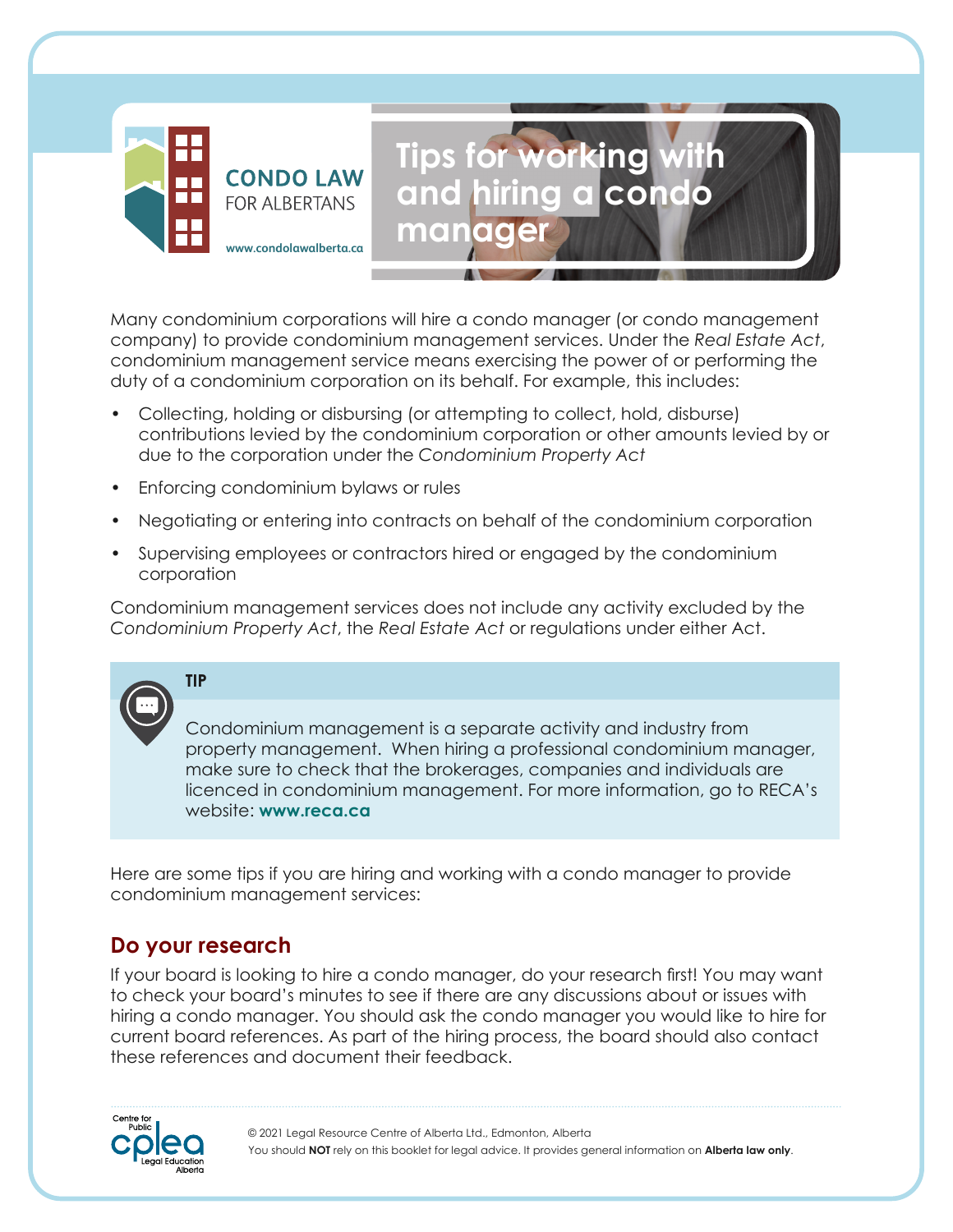CONDO LAW FOR ALBERTANS

www.condolawalberta.ca

# Tips for working with and hiring a condo manager

Many condominium corporations will hire a condo manager (or condo management company) to provide condominium management services. Under the *Real Estate Act*, condominium management service means exercising the power of or performing the duty of a condominium corporation on its behalf. For example, this includes:

- Collecting, holding or disbursing (or attempting to collect, hold, disburse) contributions levied by the condominium corporation or other amounts levied by or due to the corporation under the *Condominium Property Act*
- Enforcing condominium bylaws or rules
- Negotiating or entering into contracts on behalf of the condominium corporation
- Supervising employees or contractors hired or engaged by the condominium corporation

Condominium management services does not include any activity excluded by the *Condominium Property Act*, the *Real Estate Act* or regulations under either Act.

> **TIP**
>
> Condominium management is a separate activity and industry from property management. When hiring a professional condominium manager, make sure to check that the brokerages, companies and individuals are licenced in condominium management. For more information, go to RECA's website: **www.reca.ca**

Here are some tips if you are hiring and working with a condo manager to provide condominium management services:

## Do your research

If your board is looking to hire a condo manager, do your research first! You may want to check your board's minutes to see if there are any discussions about or issues with hiring a condo manager. You should ask the condo manager you would like to hire for current board references. As part of the hiring process, the board should also contact these references and document their feedback.

© 2021 Legal Resource Centre of Alberta Ltd., Edmonton, Alberta
You should **NOT** rely on this booklet for legal advice. It provides general information on **Alberta law only**.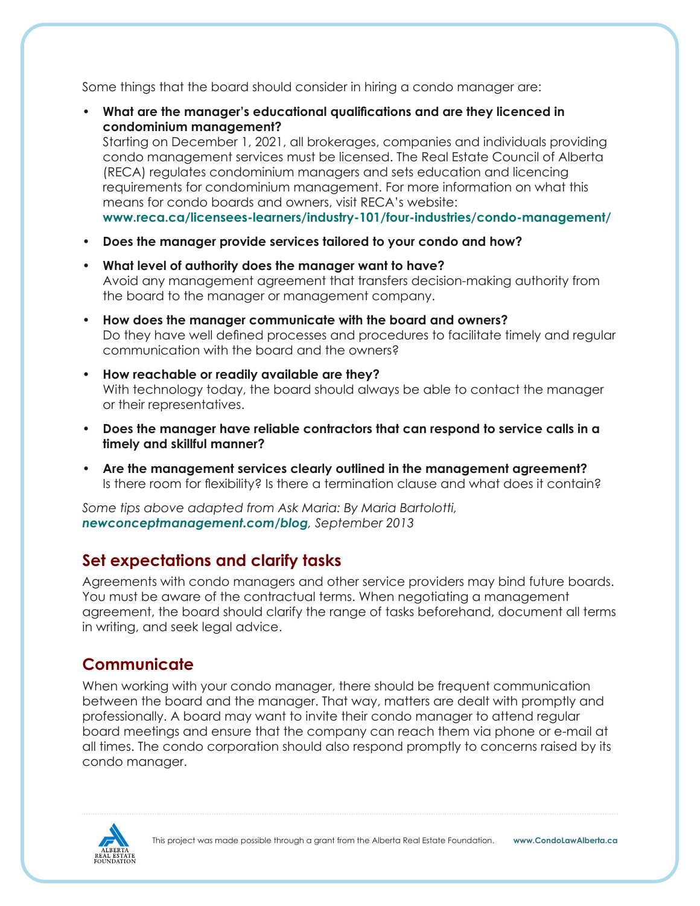Some things that the board should consider in hiring a condo manager are:

- **What are the manager's educational qualifications and are they licenced in condominium management?**
  Starting on December 1, 2021, all brokerages, companies and individuals providing condo management services must be licensed. The Real Estate Council of Alberta (RECA) regulates condominium managers and sets education and licencing requirements for condominium management. For more information on what this means for condo boards and owners, visit RECA's website:
  **www.reca.ca/licensees-learners/industry-101/four-industries/condo-management/**
- **Does the manager provide services tailored to your condo and how?**
- **What level of authority does the manager want to have?**
  Avoid any management agreement that transfers decision-making authority from the board to the manager or management company.
- **How does the manager communicate with the board and owners?**
  Do they have well defined processes and procedures to facilitate timely and regular communication with the board and the owners?
- **How reachable or readily available are they?**
  With technology today, the board should always be able to contact the manager or their representatives.
- **Does the manager have reliable contractors that can respond to service calls in a timely and skillful manner?**
- **Are the management services clearly outlined in the management agreement?**
  Is there room for flexibility? Is there a termination clause and what does it contain?

*Some tips above adapted from Ask Maria: By Maria Bartolotti, **newconceptmanagement.com/blog**, September 2013*

## Set expectations and clarify tasks

Agreements with condo managers and other service providers may bind future boards. You must be aware of the contractual terms. When negotiating a management agreement, the board should clarify the range of tasks beforehand, document all terms in writing, and seek legal advice.

## Communicate

When working with your condo manager, there should be frequent communication between the board and the manager. That way, matters are dealt with promptly and professionally. A board may want to invite their condo manager to attend regular board meetings and ensure that the company can reach them via phone or e-mail at all times. The condo corporation should also respond promptly to concerns raised by its condo manager.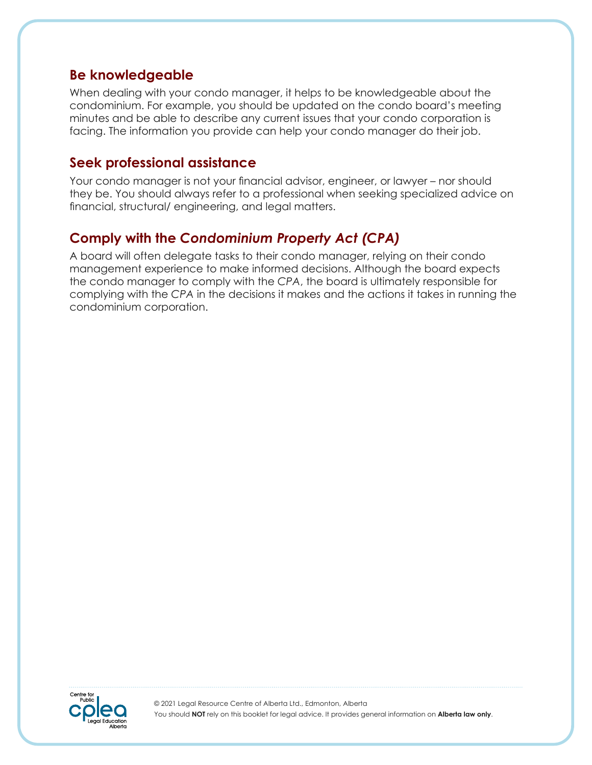## Be knowledgeable

When dealing with your condo manager, it helps to be knowledgeable about the condominium. For example, you should be updated on the condo board's meeting minutes and be able to describe any current issues that your condo corporation is facing. The information you provide can help your condo manager do their job.

## Seek professional assistance

Your condo manager is not your financial advisor, engineer, or lawyer – nor should they be. You should always refer to a professional when seeking specialized advice on financial, structural/ engineering, and legal matters.

## Comply with the *Condominium Property Act (CPA)*

A board will often delegate tasks to their condo manager, relying on their condo management experience to make informed decisions. Although the board expects the condo manager to comply with the *CPA*, the board is ultimately responsible for complying with the *CPA* in the decisions it makes and the actions it takes in running the condominium corporation.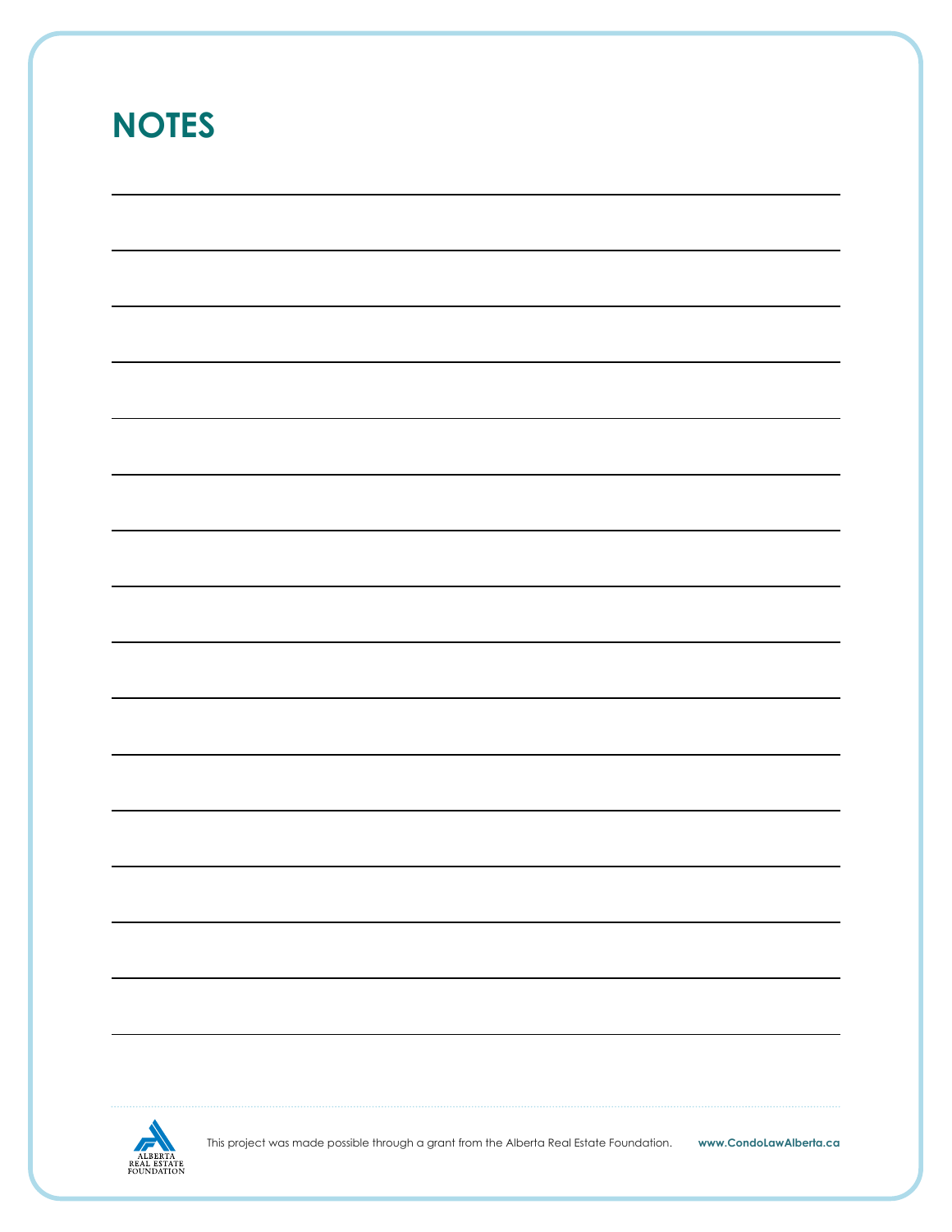## NOTES

This project was made possible through a grant from the Alberta Real Estate Foundation. www.CondoLawAlberta.ca